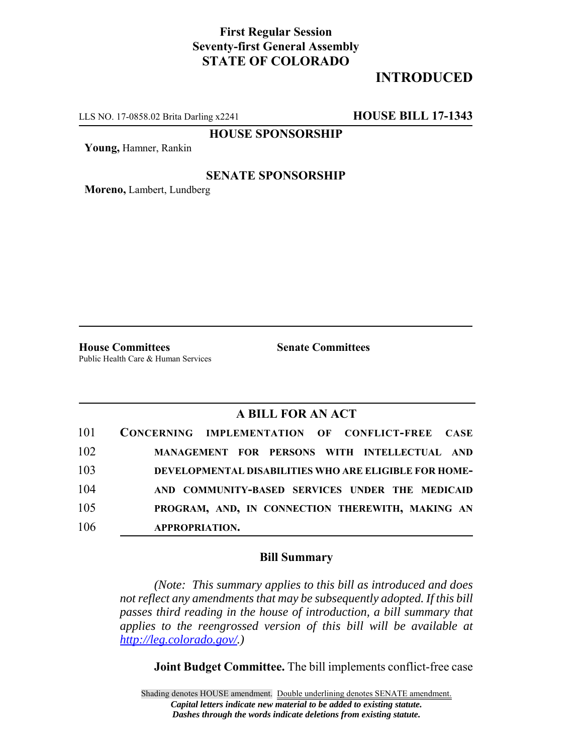**First Regular Session**
**Seventy-first General Assembly**
**STATE OF COLORADO**

**INTRODUCED**

LLS NO. 17-0858.02 Brita Darling x2241 **HOUSE BILL 17-1343**

**HOUSE SPONSORSHIP**

**Young,** Hamner, Rankin

**SENATE SPONSORSHIP**

**Moreno,** Lambert, Lundberg

**House Committees**
Public Health Care & Human Services

**Senate Committees**

## A BILL FOR AN ACT

101 CONCERNING IMPLEMENTATION OF CONFLICT-FREE CASE
102 MANAGEMENT FOR PERSONS WITH INTELLECTUAL AND
103 DEVELOPMENTAL DISABILITIES WHO ARE ELIGIBLE FOR HOME-
104 AND COMMUNITY-BASED SERVICES UNDER THE MEDICAID
105 PROGRAM, AND, IN CONNECTION THEREWITH, MAKING AN
106 APPROPRIATION.

### Bill Summary

*(Note: This summary applies to this bill as introduced and does not reflect any amendments that may be subsequently adopted. If this bill passes third reading in the house of introduction, a bill summary that applies to the reengrossed version of this bill will be available at http://leg.colorado.gov/.)*

**Joint Budget Committee.** The bill implements conflict-free case

Shading denotes HOUSE amendment. Double underlining denotes SENATE amendment.
*Capital letters indicate new material to be added to existing statute.*
*Dashes through the words indicate deletions from existing statute.*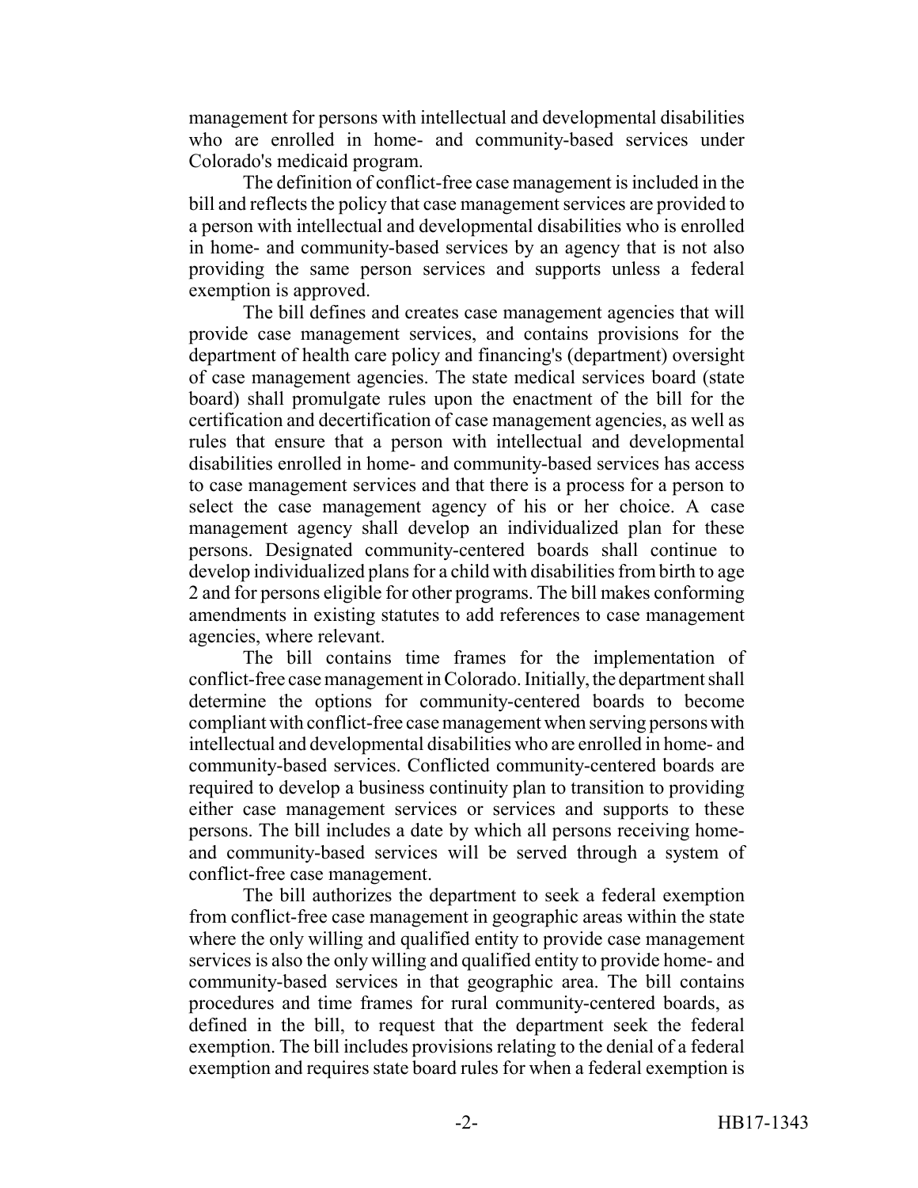management for persons with intellectual and developmental disabilities who are enrolled in home- and community-based services under Colorado's medicaid program.

The definition of conflict-free case management is included in the bill and reflects the policy that case management services are provided to a person with intellectual and developmental disabilities who is enrolled in home- and community-based services by an agency that is not also providing the same person services and supports unless a federal exemption is approved.

The bill defines and creates case management agencies that will provide case management services, and contains provisions for the department of health care policy and financing's (department) oversight of case management agencies. The state medical services board (state board) shall promulgate rules upon the enactment of the bill for the certification and decertification of case management agencies, as well as rules that ensure that a person with intellectual and developmental disabilities enrolled in home- and community-based services has access to case management services and that there is a process for a person to select the case management agency of his or her choice. A case management agency shall develop an individualized plan for these persons. Designated community-centered boards shall continue to develop individualized plans for a child with disabilities from birth to age 2 and for persons eligible for other programs. The bill makes conforming amendments in existing statutes to add references to case management agencies, where relevant.

The bill contains time frames for the implementation of conflict-free case management in Colorado. Initially, the department shall determine the options for community-centered boards to become compliant with conflict-free case management when serving persons with intellectual and developmental disabilities who are enrolled in home- and community-based services. Conflicted community-centered boards are required to develop a business continuity plan to transition to providing either case management services or services and supports to these persons. The bill includes a date by which all persons receiving home- and community-based services will be served through a system of conflict-free case management.

The bill authorizes the department to seek a federal exemption from conflict-free case management in geographic areas within the state where the only willing and qualified entity to provide case management services is also the only willing and qualified entity to provide home- and community-based services in that geographic area. The bill contains procedures and time frames for rural community-centered boards, as defined in the bill, to request that the department seek the federal exemption. The bill includes provisions relating to the denial of a federal exemption and requires state board rules for when a federal exemption is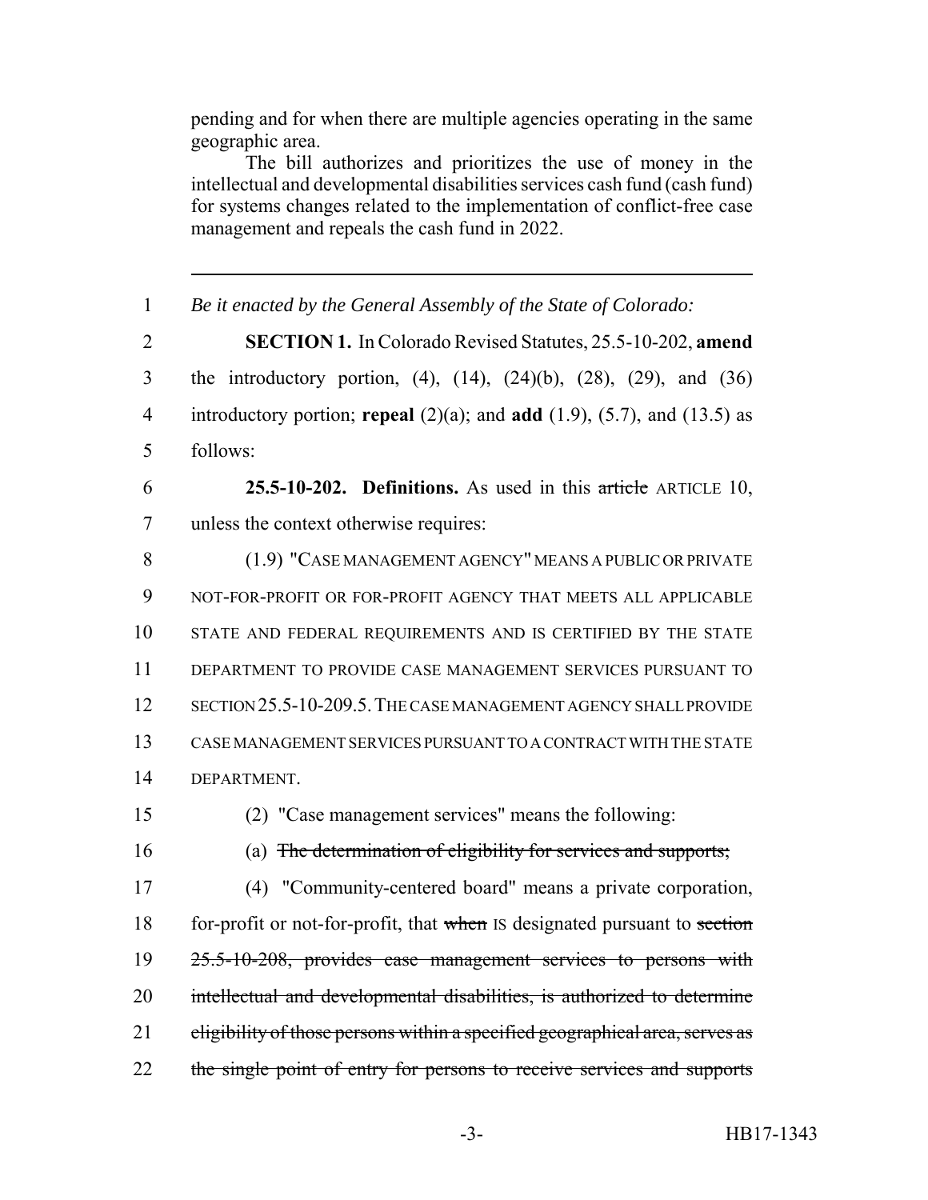pending and for when there are multiple agencies operating in the same geographic area.

The bill authorizes and prioritizes the use of money in the intellectual and developmental disabilities services cash fund (cash fund) for systems changes related to the implementation of conflict-free case management and repeals the cash fund in 2022.

---

1 *Be it enacted by the General Assembly of the State of Colorado:*

2 **SECTION 1.** In Colorado Revised Statutes, 25.5-10-202, **amend**
3 the introductory portion, (4), (14), (24)(b), (28), (29), and (36)
4 introductory portion; **repeal** (2)(a); and **add** (1.9), (5.7), and (13.5) as
5 follows:

6 **25.5-10-202. Definitions.** As used in this ~~article~~ ARTICLE 10,
7 unless the context otherwise requires:

8 (1.9) "CASE MANAGEMENT AGENCY" MEANS A PUBLIC OR PRIVATE
9 NOT-FOR-PROFIT OR FOR-PROFIT AGENCY THAT MEETS ALL APPLICABLE
10 STATE AND FEDERAL REQUIREMENTS AND IS CERTIFIED BY THE STATE
11 DEPARTMENT TO PROVIDE CASE MANAGEMENT SERVICES PURSUANT TO
12 SECTION 25.5-10-209.5. THE CASE MANAGEMENT AGENCY SHALL PROVIDE
13 CASE MANAGEMENT SERVICES PURSUANT TO A CONTRACT WITH THE STATE
14 DEPARTMENT.

15 (2) "Case management services" means the following:

16 (a) ~~The determination of eligibility for services and supports;~~

17 (4) "Community-centered board" means a private corporation,
18 for-profit or not-for-profit, that ~~when~~ IS designated pursuant to ~~section~~
19 ~~25.5-10-208, provides case management services to persons with~~
20 ~~intellectual and developmental disabilities, is authorized to determine~~
21 ~~eligibility of those persons within a specified geographical area, serves as~~
22 ~~the single point of entry for persons to receive services and supports~~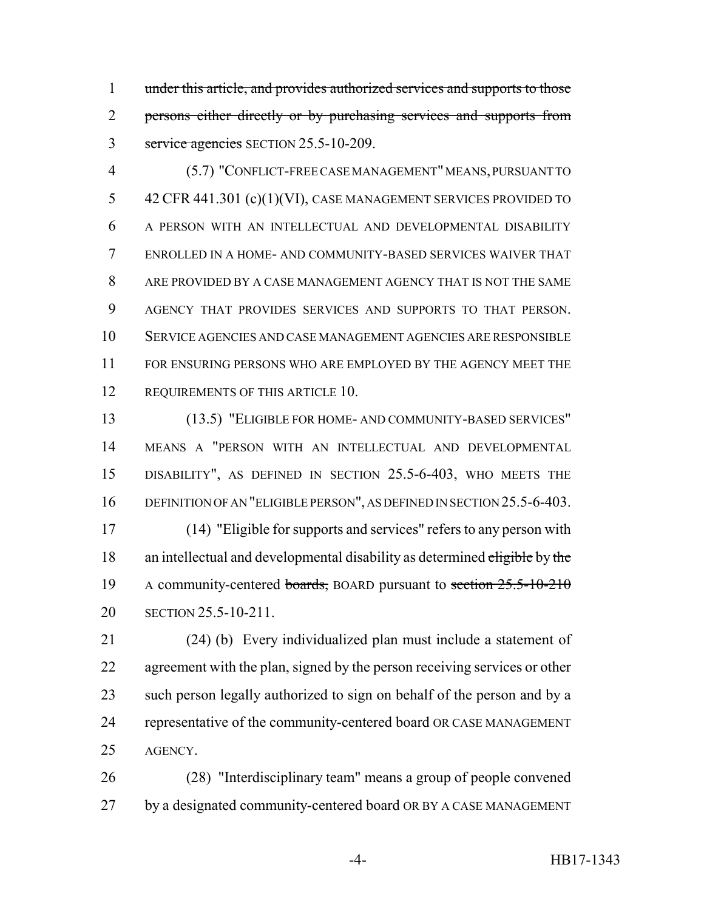under this article, and provides authorized services and supports to those persons either directly or by purchasing services and supports from service agencies SECTION 25.5-10-209.

(5.7) "CONFLICT-FREE CASE MANAGEMENT" MEANS, PURSUANT TO 42 CFR 441.301 (c)(1)(VI), CASE MANAGEMENT SERVICES PROVIDED TO A PERSON WITH AN INTELLECTUAL AND DEVELOPMENTAL DISABILITY ENROLLED IN A HOME- AND COMMUNITY-BASED SERVICES WAIVER THAT ARE PROVIDED BY A CASE MANAGEMENT AGENCY THAT IS NOT THE SAME AGENCY THAT PROVIDES SERVICES AND SUPPORTS TO THAT PERSON. SERVICE AGENCIES AND CASE MANAGEMENT AGENCIES ARE RESPONSIBLE FOR ENSURING PERSONS WHO ARE EMPLOYED BY THE AGENCY MEET THE REQUIREMENTS OF THIS ARTICLE 10.

(13.5) "ELIGIBLE FOR HOME- AND COMMUNITY-BASED SERVICES" MEANS A "PERSON WITH AN INTELLECTUAL AND DEVELOPMENTAL DISABILITY", AS DEFINED IN SECTION 25.5-6-403, WHO MEETS THE DEFINITION OF AN "ELIGIBLE PERSON", AS DEFINED IN SECTION 25.5-6-403.

(14) "Eligible for supports and services" refers to any person with an intellectual and developmental disability as determined eligible by the A community-centered boards, BOARD pursuant to section 25.5-10-210 SECTION 25.5-10-211.

(24) (b) Every individualized plan must include a statement of agreement with the plan, signed by the person receiving services or other such person legally authorized to sign on behalf of the person and by a representative of the community-centered board OR CASE MANAGEMENT AGENCY.

(28) "Interdisciplinary team" means a group of people convened by a designated community-centered board OR BY A CASE MANAGEMENT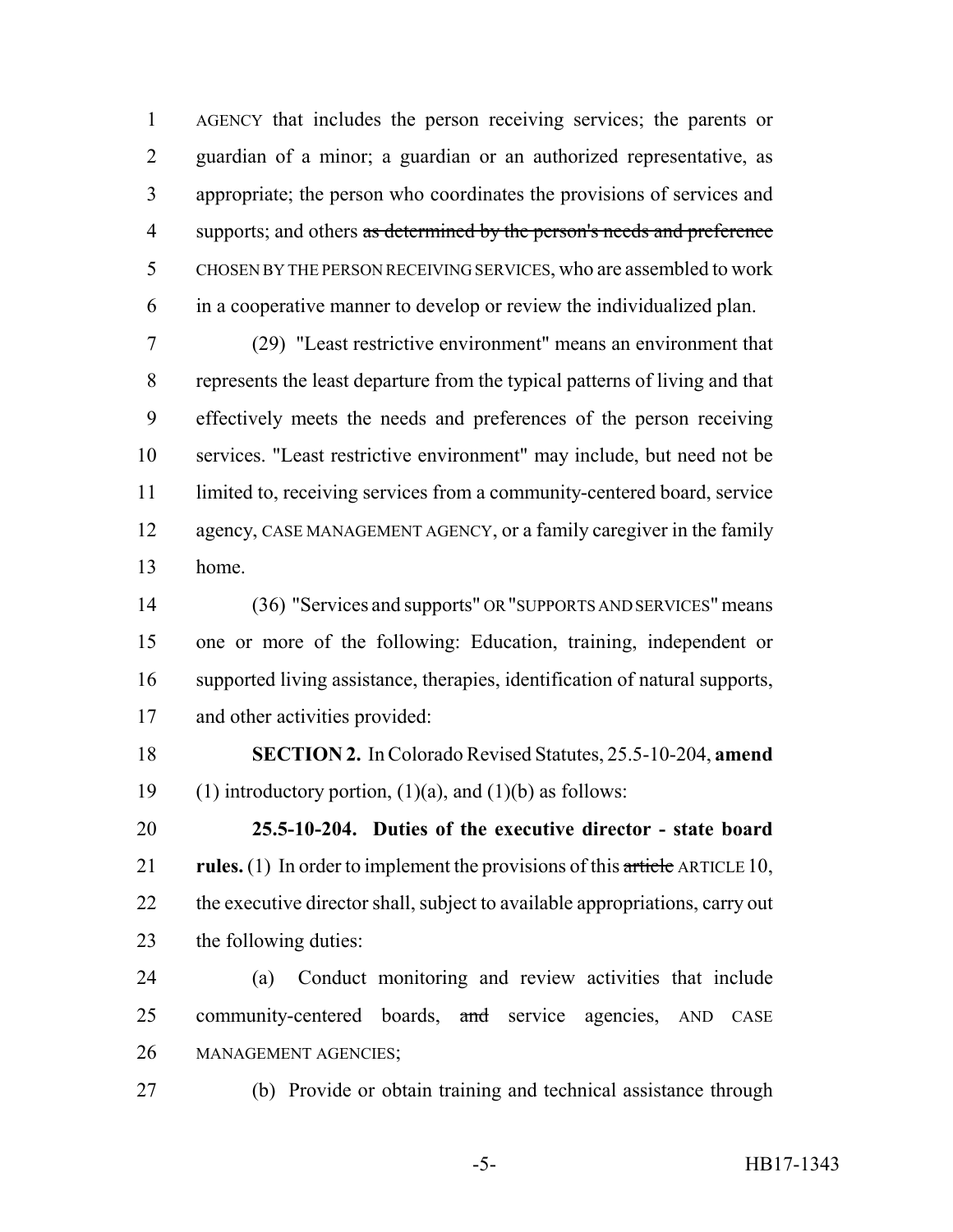AGENCY that includes the person receiving services; the parents or guardian of a minor; a guardian or an authorized representative, as appropriate; the person who coordinates the provisions of services and supports; and others ~~as determined by the person's needs and preference~~ CHOSEN BY THE PERSON RECEIVING SERVICES, who are assembled to work in a cooperative manner to develop or review the individualized plan.

(29) "Least restrictive environment" means an environment that represents the least departure from the typical patterns of living and that effectively meets the needs and preferences of the person receiving services. "Least restrictive environment" may include, but need not be limited to, receiving services from a community-centered board, service agency, CASE MANAGEMENT AGENCY, or a family caregiver in the family home.

(36) "Services and supports" OR "SUPPORTS AND SERVICES" means one or more of the following: Education, training, independent or supported living assistance, therapies, identification of natural supports, and other activities provided:

**SECTION 2.** In Colorado Revised Statutes, 25.5-10-204, **amend** (1) introductory portion, (1)(a), and (1)(b) as follows:

**25.5-10-204. Duties of the executive director - state board rules.** (1) In order to implement the provisions of this ~~article~~ ARTICLE 10, the executive director shall, subject to available appropriations, carry out the following duties:

(a) Conduct monitoring and review activities that include community-centered boards, ~~and~~ service agencies, AND CASE MANAGEMENT AGENCIES;

(b) Provide or obtain training and technical assistance through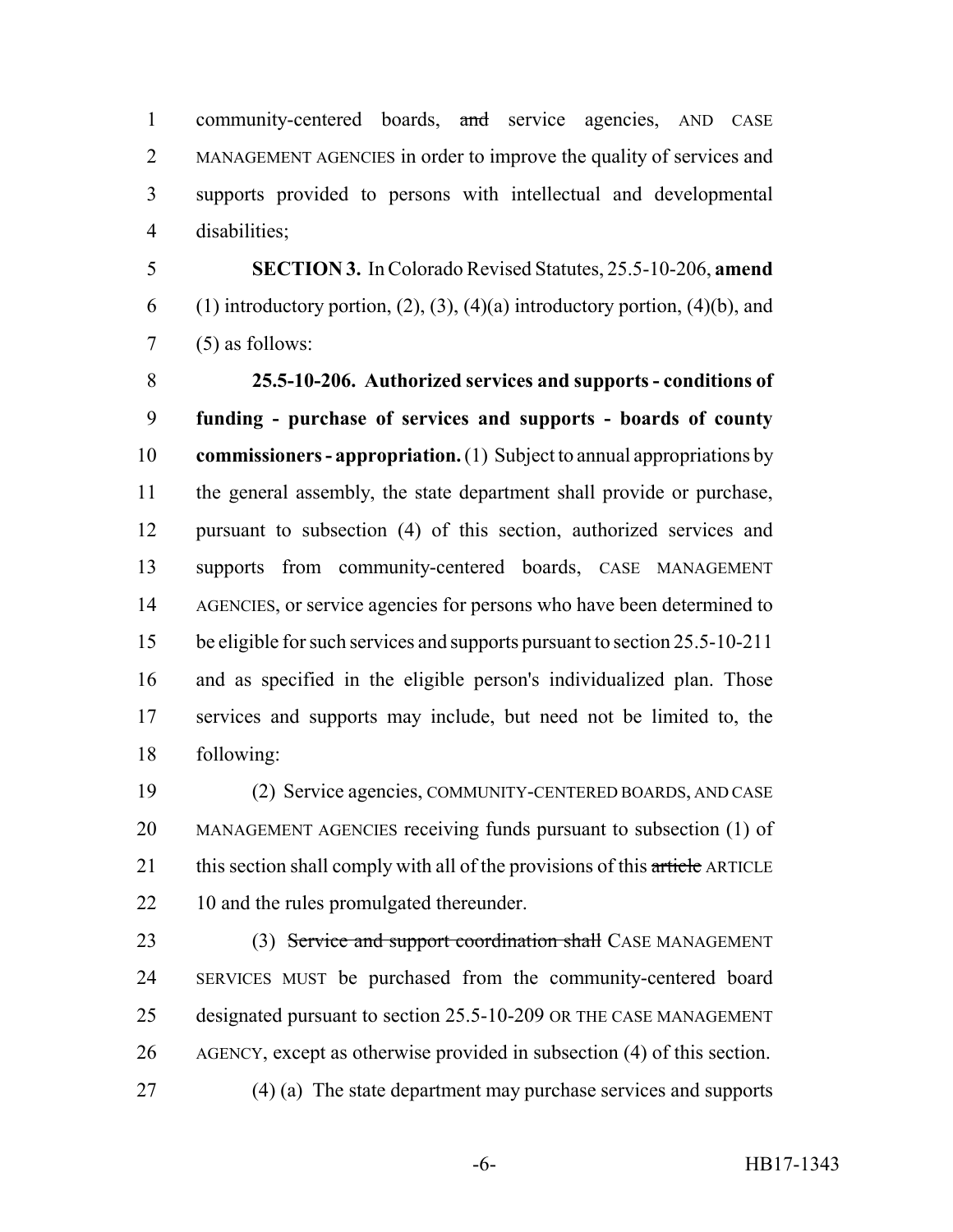community-centered boards, ~~and~~ service agencies, AND CASE MANAGEMENT AGENCIES in order to improve the quality of services and supports provided to persons with intellectual and developmental disabilities;

**SECTION 3.** In Colorado Revised Statutes, 25.5-10-206, **amend** (1) introductory portion, (2), (3), (4)(a) introductory portion, (4)(b), and (5) as follows:

**25.5-10-206. Authorized services and supports - conditions of funding - purchase of services and supports - boards of county commissioners - appropriation.** (1) Subject to annual appropriations by the general assembly, the state department shall provide or purchase, pursuant to subsection (4) of this section, authorized services and supports from community-centered boards, CASE MANAGEMENT AGENCIES, or service agencies for persons who have been determined to be eligible for such services and supports pursuant to section 25.5-10-211 and as specified in the eligible person's individualized plan. Those services and supports may include, but need not be limited to, the following:

(2) Service agencies, COMMUNITY-CENTERED BOARDS, AND CASE MANAGEMENT AGENCIES receiving funds pursuant to subsection (1) of this section shall comply with all of the provisions of this ~~article~~ ARTICLE 10 and the rules promulgated thereunder.

(3) ~~Service and support coordination shall~~ CASE MANAGEMENT SERVICES MUST be purchased from the community-centered board designated pursuant to section 25.5-10-209 OR THE CASE MANAGEMENT AGENCY, except as otherwise provided in subsection (4) of this section.

(4) (a) The state department may purchase services and supports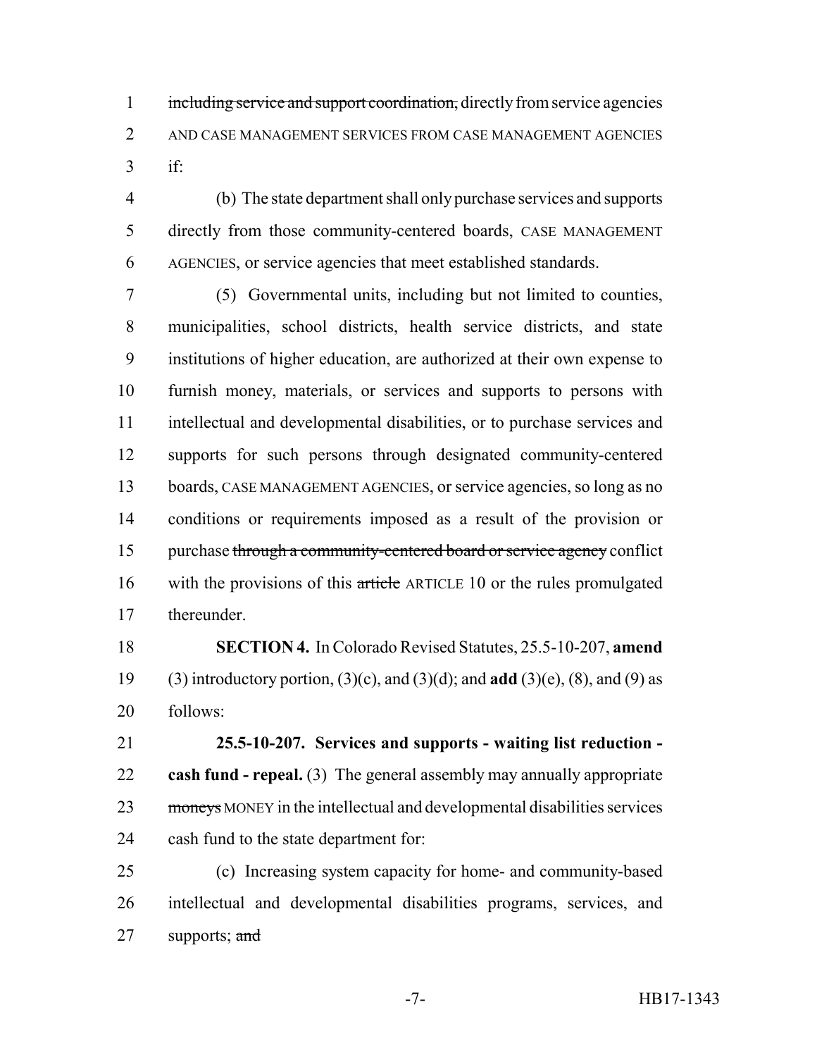~~including service and support coordination,~~ directly from service agencies AND CASE MANAGEMENT SERVICES FROM CASE MANAGEMENT AGENCIES if:

(b) The state department shall only purchase services and supports directly from those community-centered boards, CASE MANAGEMENT AGENCIES, or service agencies that meet established standards.

(5) Governmental units, including but not limited to counties, municipalities, school districts, health service districts, and state institutions of higher education, are authorized at their own expense to furnish money, materials, or services and supports to persons with intellectual and developmental disabilities, or to purchase services and supports for such persons through designated community-centered boards, CASE MANAGEMENT AGENCIES, or service agencies, so long as no conditions or requirements imposed as a result of the provision or purchase ~~through a community-centered board or service agency~~ conflict with the provisions of this ~~article~~ ARTICLE 10 or the rules promulgated thereunder.

**SECTION 4.** In Colorado Revised Statutes, 25.5-10-207, **amend** (3) introductory portion, (3)(c), and (3)(d); and **add** (3)(e), (8), and (9) as follows:

**25.5-10-207. Services and supports - waiting list reduction - cash fund - repeal.** (3) The general assembly may annually appropriate ~~moneys~~ MONEY in the intellectual and developmental disabilities services cash fund to the state department for:

(c) Increasing system capacity for home- and community-based intellectual and developmental disabilities programs, services, and supports; ~~and~~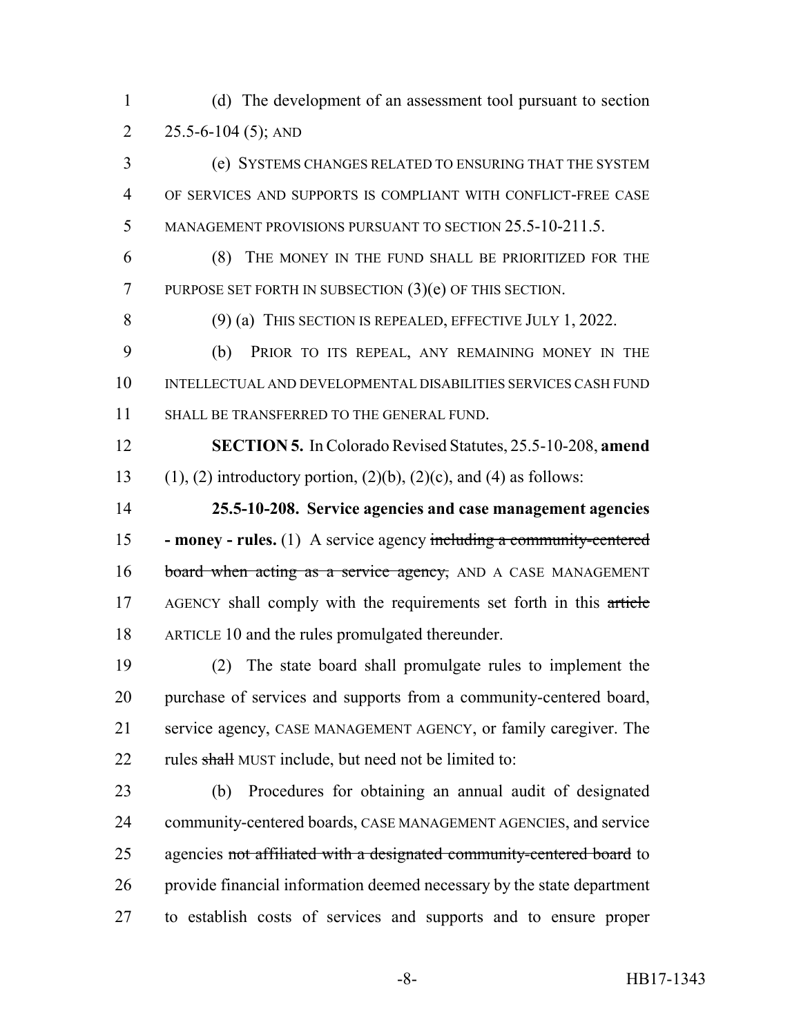(d) The development of an assessment tool pursuant to section 25.5-6-104 (5); AND

(e) SYSTEMS CHANGES RELATED TO ENSURING THAT THE SYSTEM OF SERVICES AND SUPPORTS IS COMPLIANT WITH CONFLICT-FREE CASE MANAGEMENT PROVISIONS PURSUANT TO SECTION 25.5-10-211.5.

(8) THE MONEY IN THE FUND SHALL BE PRIORITIZED FOR THE PURPOSE SET FORTH IN SUBSECTION (3)(e) OF THIS SECTION.

(9) (a) THIS SECTION IS REPEALED, EFFECTIVE JULY 1, 2022.

(b) PRIOR TO ITS REPEAL, ANY REMAINING MONEY IN THE INTELLECTUAL AND DEVELOPMENTAL DISABILITIES SERVICES CASH FUND SHALL BE TRANSFERRED TO THE GENERAL FUND.

**SECTION 5.** In Colorado Revised Statutes, 25.5-10-208, **amend** (1), (2) introductory portion, (2)(b), (2)(c), and (4) as follows:

**25.5-10-208. Service agencies and case management agencies - money - rules.** (1) A service agency ~~including a community-centered board when acting as a service agency,~~ AND A CASE MANAGEMENT AGENCY shall comply with the requirements set forth in this ~~article~~ ARTICLE 10 and the rules promulgated thereunder.

(2) The state board shall promulgate rules to implement the purchase of services and supports from a community-centered board, service agency, CASE MANAGEMENT AGENCY, or family caregiver. The rules ~~shall~~ MUST include, but need not be limited to:

(b) Procedures for obtaining an annual audit of designated community-centered boards, CASE MANAGEMENT AGENCIES, and service agencies ~~not affiliated with a designated community-centered board~~ to provide financial information deemed necessary by the state department to establish costs of services and supports and to ensure proper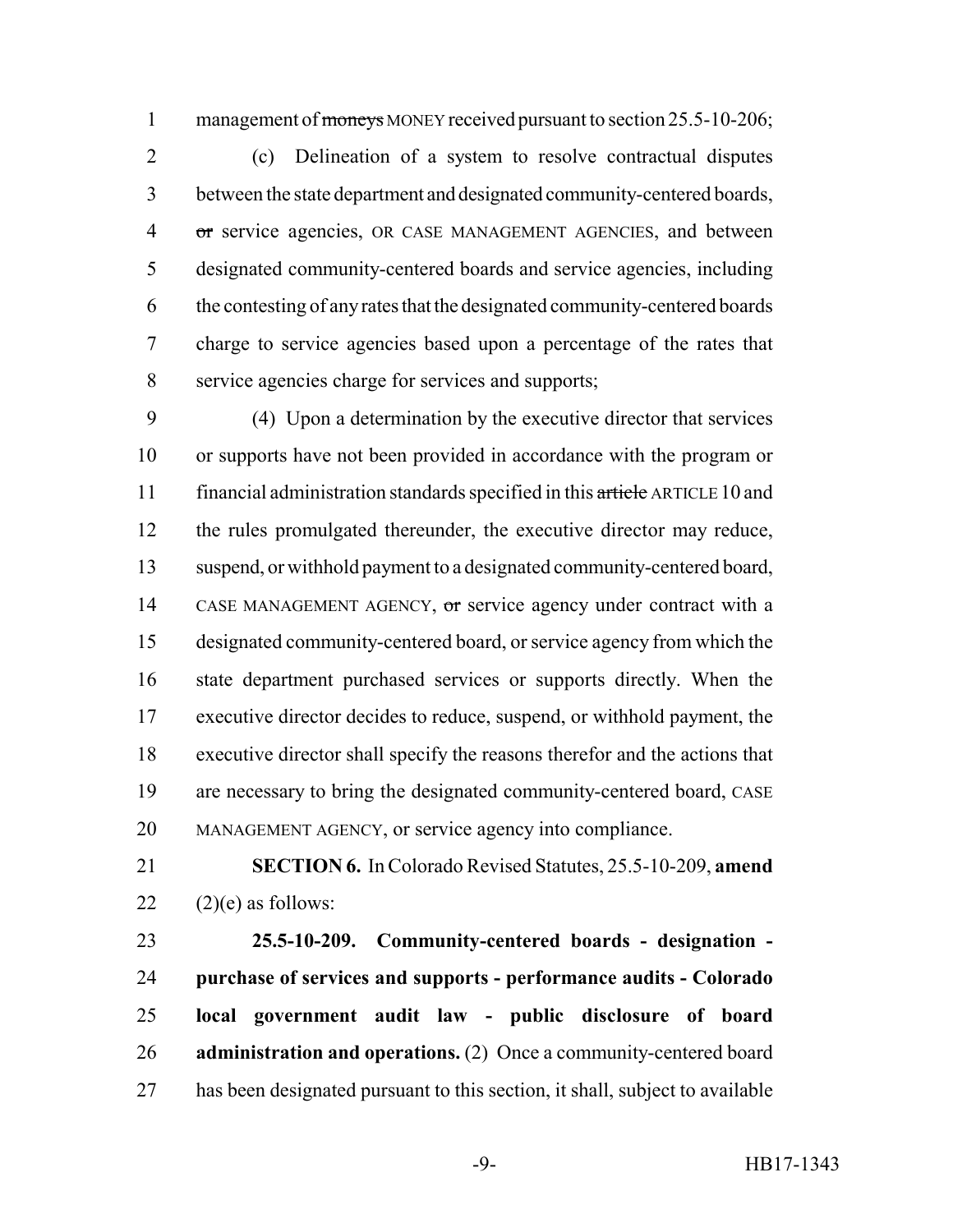management of ~~moneys~~ MONEY received pursuant to section 25.5-10-206;

(c) Delineation of a system to resolve contractual disputes between the state department and designated community-centered boards, ~~or~~ service agencies, OR CASE MANAGEMENT AGENCIES, and between designated community-centered boards and service agencies, including the contesting of any rates that the designated community-centered boards charge to service agencies based upon a percentage of the rates that service agencies charge for services and supports;

(4) Upon a determination by the executive director that services or supports have not been provided in accordance with the program or financial administration standards specified in this ~~article~~ ARTICLE 10 and the rules promulgated thereunder, the executive director may reduce, suspend, or withhold payment to a designated community-centered board, CASE MANAGEMENT AGENCY, ~~or~~ service agency under contract with a designated community-centered board, or service agency from which the state department purchased services or supports directly. When the executive director decides to reduce, suspend, or withhold payment, the executive director shall specify the reasons therefor and the actions that are necessary to bring the designated community-centered board, CASE MANAGEMENT AGENCY, or service agency into compliance.

**SECTION 6.** In Colorado Revised Statutes, 25.5-10-209, **amend** (2)(e) as follows:

**25.5-10-209. Community-centered boards - designation - purchase of services and supports - performance audits - Colorado local government audit law - public disclosure of board administration and operations.** (2) Once a community-centered board has been designated pursuant to this section, it shall, subject to available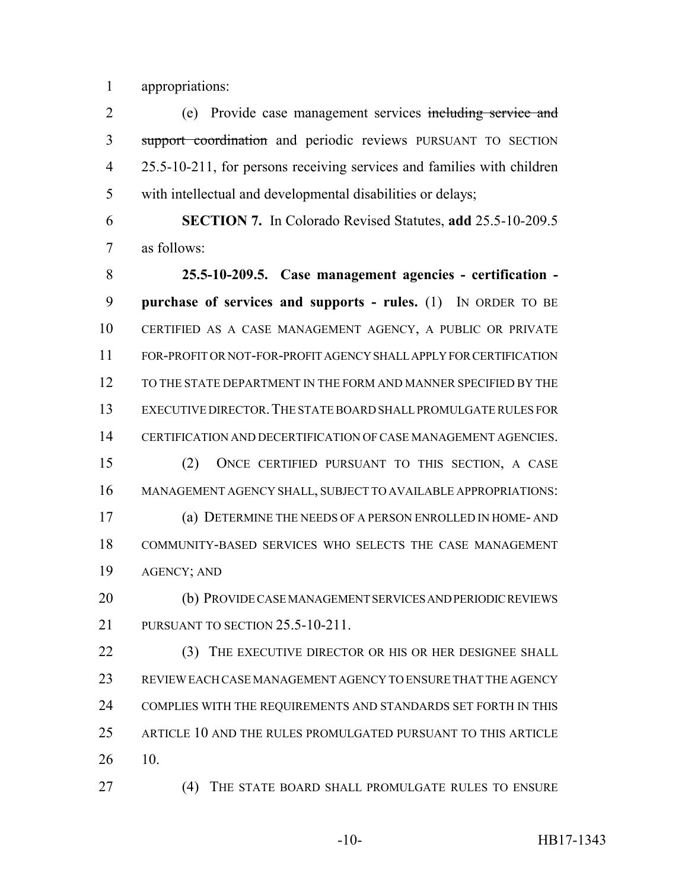appropriations:

(e) Provide case management services ~~including service and support coordination~~ and periodic reviews PURSUANT TO SECTION 25.5-10-211, for persons receiving services and families with children with intellectual and developmental disabilities or delays;

**SECTION 7.** In Colorado Revised Statutes, **add** 25.5-10-209.5 as follows:

**25.5-10-209.5. Case management agencies - certification - purchase of services and supports - rules.** (1) IN ORDER TO BE CERTIFIED AS A CASE MANAGEMENT AGENCY, A PUBLIC OR PRIVATE FOR-PROFIT OR NOT-FOR-PROFIT AGENCY SHALL APPLY FOR CERTIFICATION TO THE STATE DEPARTMENT IN THE FORM AND MANNER SPECIFIED BY THE EXECUTIVE DIRECTOR. THE STATE BOARD SHALL PROMULGATE RULES FOR CERTIFICATION AND DECERTIFICATION OF CASE MANAGEMENT AGENCIES.

(2) ONCE CERTIFIED PURSUANT TO THIS SECTION, A CASE MANAGEMENT AGENCY SHALL, SUBJECT TO AVAILABLE APPROPRIATIONS:

(a) DETERMINE THE NEEDS OF A PERSON ENROLLED IN HOME- AND COMMUNITY-BASED SERVICES WHO SELECTS THE CASE MANAGEMENT AGENCY; AND

(b) PROVIDE CASE MANAGEMENT SERVICES AND PERIODIC REVIEWS PURSUANT TO SECTION 25.5-10-211.

(3) THE EXECUTIVE DIRECTOR OR HIS OR HER DESIGNEE SHALL REVIEW EACH CASE MANAGEMENT AGENCY TO ENSURE THAT THE AGENCY COMPLIES WITH THE REQUIREMENTS AND STANDARDS SET FORTH IN THIS ARTICLE 10 AND THE RULES PROMULGATED PURSUANT TO THIS ARTICLE 10.

(4) THE STATE BOARD SHALL PROMULGATE RULES TO ENSURE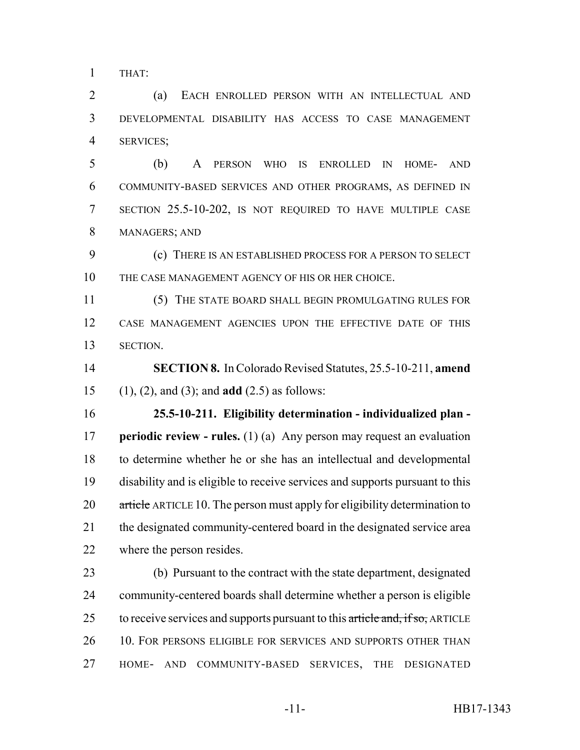THAT:

(a) EACH ENROLLED PERSON WITH AN INTELLECTUAL AND DEVELOPMENTAL DISABILITY HAS ACCESS TO CASE MANAGEMENT SERVICES;

(b) A PERSON WHO IS ENROLLED IN HOME- AND COMMUNITY-BASED SERVICES AND OTHER PROGRAMS, AS DEFINED IN SECTION 25.5-10-202, IS NOT REQUIRED TO HAVE MULTIPLE CASE MANAGERS; AND

(c) THERE IS AN ESTABLISHED PROCESS FOR A PERSON TO SELECT THE CASE MANAGEMENT AGENCY OF HIS OR HER CHOICE.

(5) THE STATE BOARD SHALL BEGIN PROMULGATING RULES FOR CASE MANAGEMENT AGENCIES UPON THE EFFECTIVE DATE OF THIS SECTION.

**SECTION 8.** In Colorado Revised Statutes, 25.5-10-211, **amend** (1), (2), and (3); and **add** (2.5) as follows:

**25.5-10-211. Eligibility determination - individualized plan - periodic review - rules.** (1) (a) Any person may request an evaluation to determine whether he or she has an intellectual and developmental disability and is eligible to receive services and supports pursuant to this ~~article~~ ARTICLE 10. The person must apply for eligibility determination to the designated community-centered board in the designated service area where the person resides.

(b) Pursuant to the contract with the state department, designated community-centered boards shall determine whether a person is eligible to receive services and supports pursuant to this ~~article and, if so,~~ ARTICLE 10. FOR PERSONS ELIGIBLE FOR SERVICES AND SUPPORTS OTHER THAN HOME- AND COMMUNITY-BASED SERVICES, THE DESIGNATED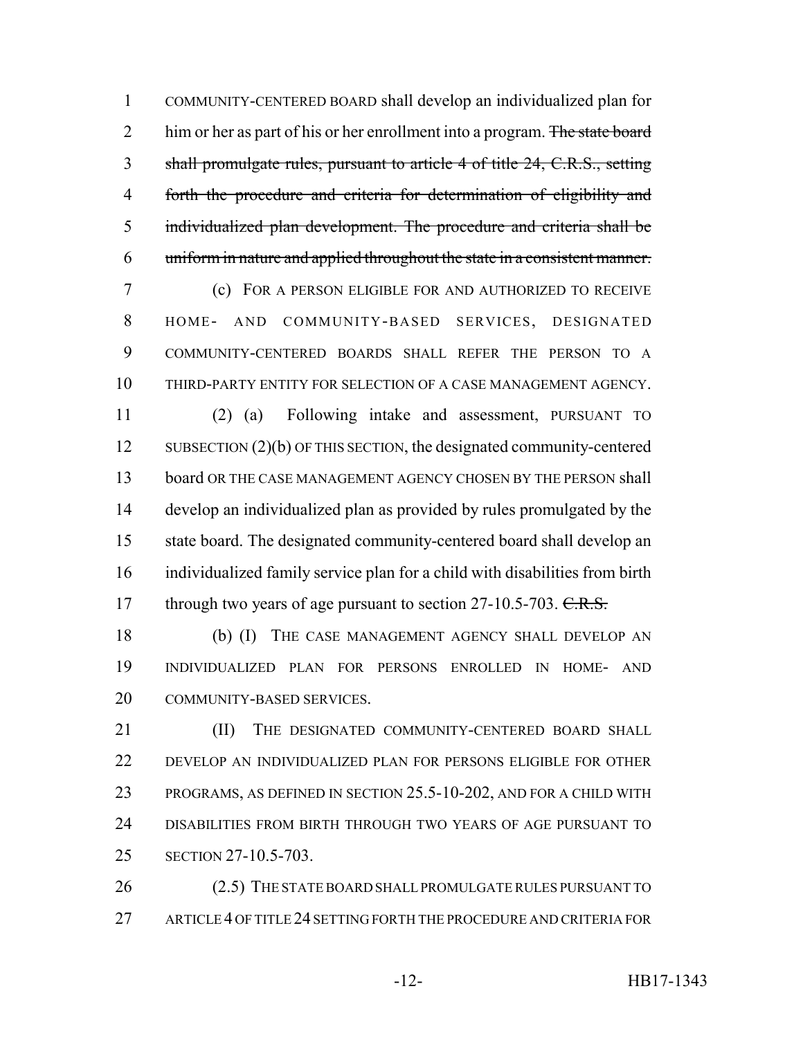COMMUNITY-CENTERED BOARD shall develop an individualized plan for him or her as part of his or her enrollment into a program. ~~The state board shall promulgate rules, pursuant to article 4 of title 24, C.R.S., setting forth the procedure and criteria for determination of eligibility and individualized plan development. The procedure and criteria shall be uniform in nature and applied throughout the state in a consistent manner.~~

(c) FOR A PERSON ELIGIBLE FOR AND AUTHORIZED TO RECEIVE HOME- AND COMMUNITY-BASED SERVICES, DESIGNATED COMMUNITY-CENTERED BOARDS SHALL REFER THE PERSON TO A THIRD-PARTY ENTITY FOR SELECTION OF A CASE MANAGEMENT AGENCY.

(2) (a) Following intake and assessment, PURSUANT TO SUBSECTION (2)(b) OF THIS SECTION, the designated community-centered board OR THE CASE MANAGEMENT AGENCY CHOSEN BY THE PERSON shall develop an individualized plan as provided by rules promulgated by the state board. The designated community-centered board shall develop an individualized family service plan for a child with disabilities from birth through two years of age pursuant to section 27-10.5-703. ~~C.R.S.~~

(b) (I) THE CASE MANAGEMENT AGENCY SHALL DEVELOP AN INDIVIDUALIZED PLAN FOR PERSONS ENROLLED IN HOME- AND COMMUNITY-BASED SERVICES.

(II) THE DESIGNATED COMMUNITY-CENTERED BOARD SHALL DEVELOP AN INDIVIDUALIZED PLAN FOR PERSONS ELIGIBLE FOR OTHER PROGRAMS, AS DEFINED IN SECTION 25.5-10-202, AND FOR A CHILD WITH DISABILITIES FROM BIRTH THROUGH TWO YEARS OF AGE PURSUANT TO SECTION 27-10.5-703.

(2.5) THE STATE BOARD SHALL PROMULGATE RULES PURSUANT TO ARTICLE 4 OF TITLE 24 SETTING FORTH THE PROCEDURE AND CRITERIA FOR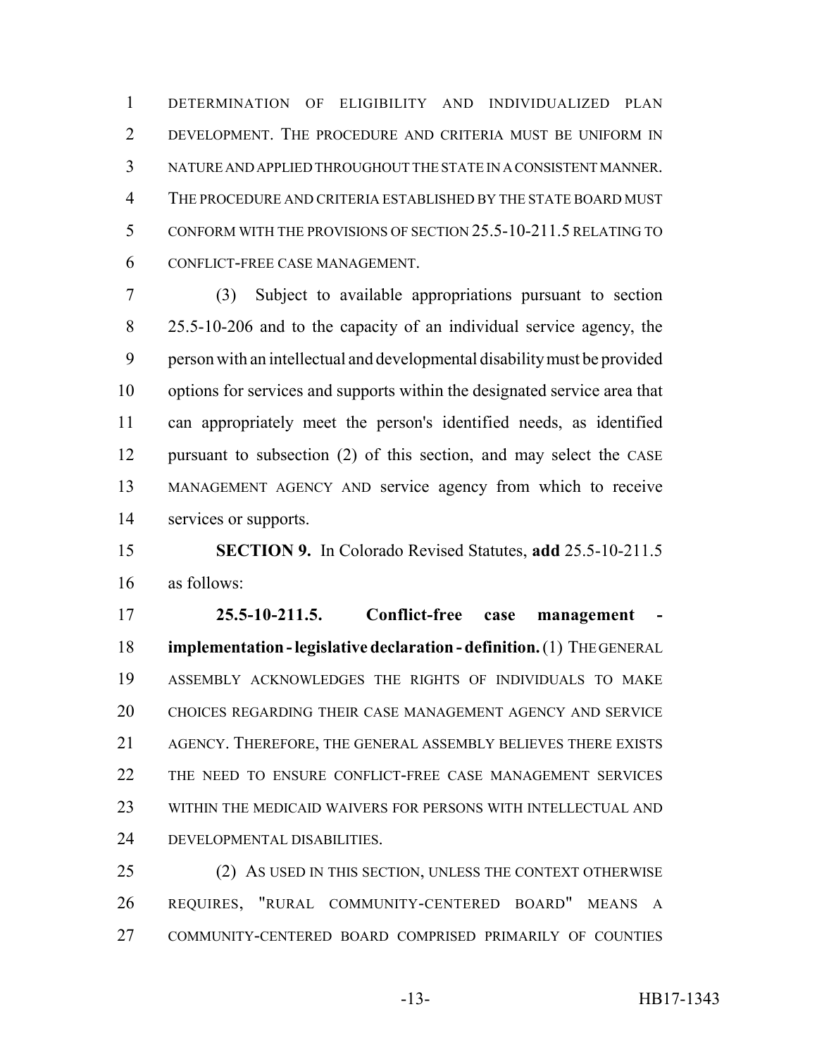DETERMINATION OF ELIGIBILITY AND INDIVIDUALIZED PLAN DEVELOPMENT. THE PROCEDURE AND CRITERIA MUST BE UNIFORM IN NATURE AND APPLIED THROUGHOUT THE STATE IN A CONSISTENT MANNER. THE PROCEDURE AND CRITERIA ESTABLISHED BY THE STATE BOARD MUST CONFORM WITH THE PROVISIONS OF SECTION 25.5-10-211.5 RELATING TO CONFLICT-FREE CASE MANAGEMENT.

(3) Subject to available appropriations pursuant to section 25.5-10-206 and to the capacity of an individual service agency, the person with an intellectual and developmental disability must be provided options for services and supports within the designated service area that can appropriately meet the person's identified needs, as identified pursuant to subsection (2) of this section, and may select the CASE MANAGEMENT AGENCY AND service agency from which to receive services or supports.

**SECTION 9.** In Colorado Revised Statutes, **add** 25.5-10-211.5 as follows:

**25.5-10-211.5. Conflict-free case management - implementation - legislative declaration - definition.** (1) THE GENERAL ASSEMBLY ACKNOWLEDGES THE RIGHTS OF INDIVIDUALS TO MAKE CHOICES REGARDING THEIR CASE MANAGEMENT AGENCY AND SERVICE AGENCY. THEREFORE, THE GENERAL ASSEMBLY BELIEVES THERE EXISTS THE NEED TO ENSURE CONFLICT-FREE CASE MANAGEMENT SERVICES WITHIN THE MEDICAID WAIVERS FOR PERSONS WITH INTELLECTUAL AND DEVELOPMENTAL DISABILITIES.

(2) AS USED IN THIS SECTION, UNLESS THE CONTEXT OTHERWISE REQUIRES, "RURAL COMMUNITY-CENTERED BOARD" MEANS A COMMUNITY-CENTERED BOARD COMPRISED PRIMARILY OF COUNTIES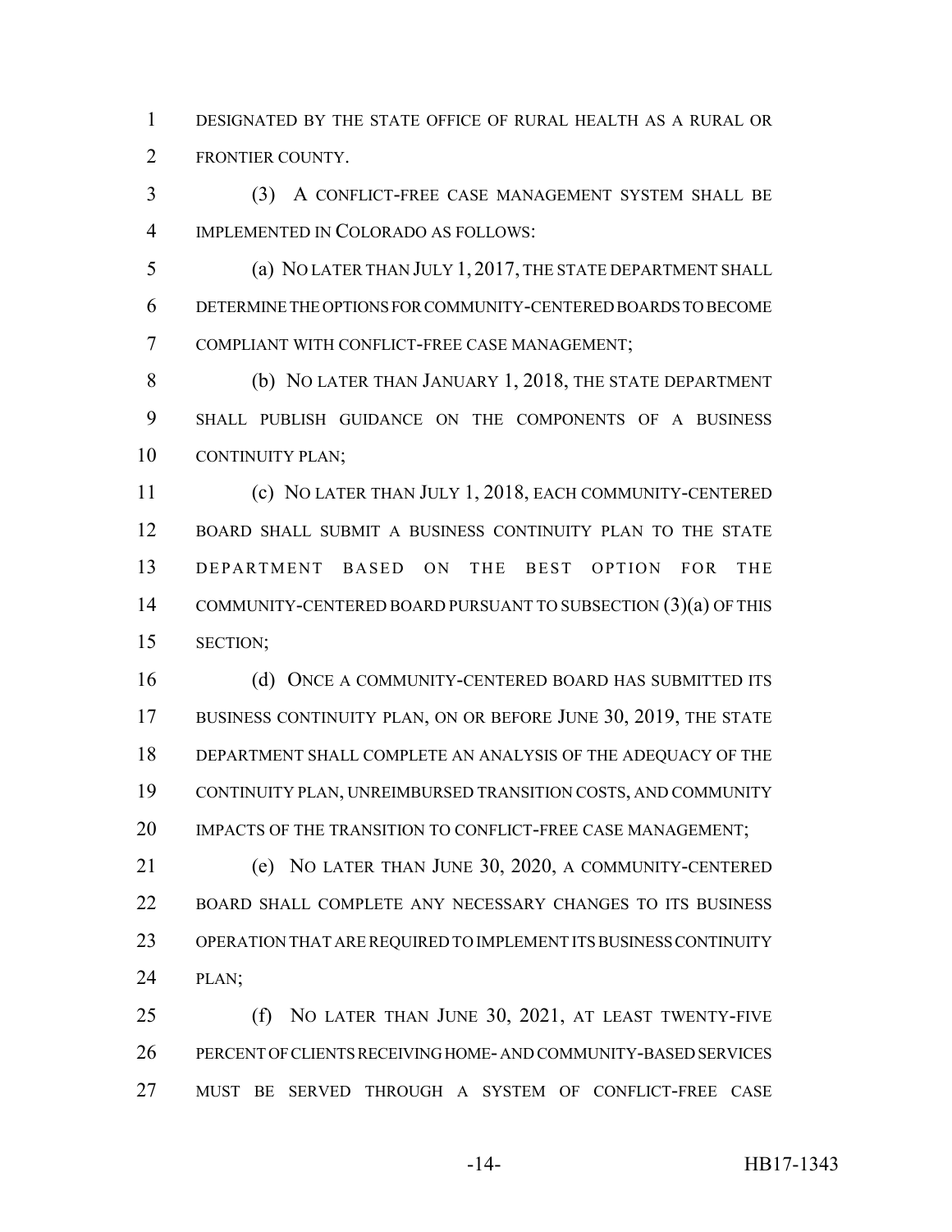DESIGNATED BY THE STATE OFFICE OF RURAL HEALTH AS A RURAL OR FRONTIER COUNTY.

(3) A CONFLICT-FREE CASE MANAGEMENT SYSTEM SHALL BE IMPLEMENTED IN COLORADO AS FOLLOWS:

(a) NO LATER THAN JULY 1, 2017, THE STATE DEPARTMENT SHALL DETERMINE THE OPTIONS FOR COMMUNITY-CENTERED BOARDS TO BECOME COMPLIANT WITH CONFLICT-FREE CASE MANAGEMENT;

(b) NO LATER THAN JANUARY 1, 2018, THE STATE DEPARTMENT SHALL PUBLISH GUIDANCE ON THE COMPONENTS OF A BUSINESS CONTINUITY PLAN;

(c) NO LATER THAN JULY 1, 2018, EACH COMMUNITY-CENTERED BOARD SHALL SUBMIT A BUSINESS CONTINUITY PLAN TO THE STATE DEPARTMENT BASED ON THE BEST OPTION FOR THE COMMUNITY-CENTERED BOARD PURSUANT TO SUBSECTION (3)(a) OF THIS SECTION;

(d) ONCE A COMMUNITY-CENTERED BOARD HAS SUBMITTED ITS BUSINESS CONTINUITY PLAN, ON OR BEFORE JUNE 30, 2019, THE STATE DEPARTMENT SHALL COMPLETE AN ANALYSIS OF THE ADEQUACY OF THE CONTINUITY PLAN, UNREIMBURSED TRANSITION COSTS, AND COMMUNITY IMPACTS OF THE TRANSITION TO CONFLICT-FREE CASE MANAGEMENT;

(e) NO LATER THAN JUNE 30, 2020, A COMMUNITY-CENTERED BOARD SHALL COMPLETE ANY NECESSARY CHANGES TO ITS BUSINESS OPERATION THAT ARE REQUIRED TO IMPLEMENT ITS BUSINESS CONTINUITY PLAN;

(f) NO LATER THAN JUNE 30, 2021, AT LEAST TWENTY-FIVE PERCENT OF CLIENTS RECEIVING HOME- AND COMMUNITY-BASED SERVICES MUST BE SERVED THROUGH A SYSTEM OF CONFLICT-FREE CASE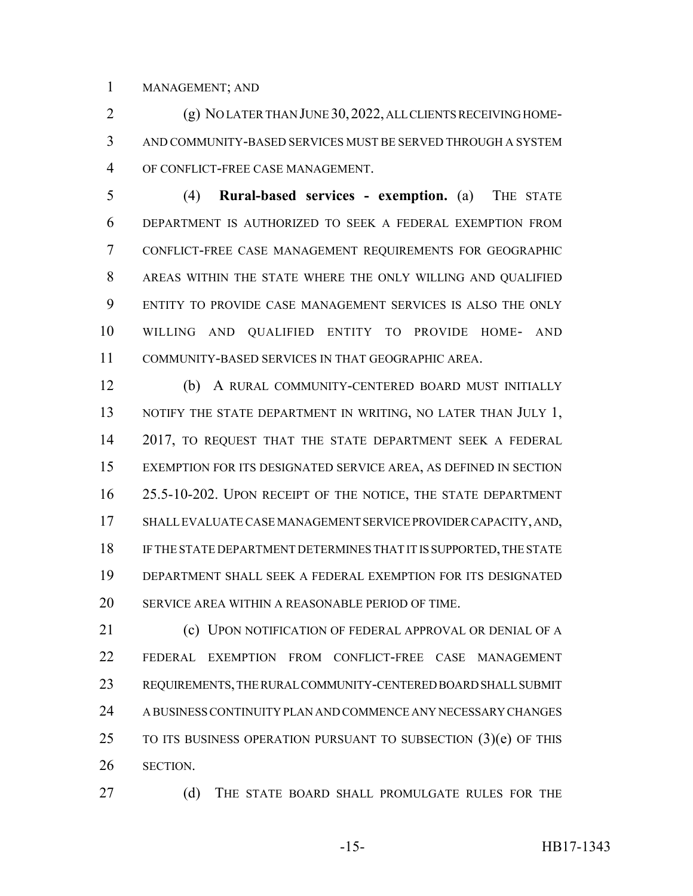MANAGEMENT; AND

(g) NO LATER THAN JUNE 30, 2022, ALL CLIENTS RECEIVING HOME- AND COMMUNITY-BASED SERVICES MUST BE SERVED THROUGH A SYSTEM OF CONFLICT-FREE CASE MANAGEMENT.

(4) **Rural-based services - exemption.** (a) THE STATE DEPARTMENT IS AUTHORIZED TO SEEK A FEDERAL EXEMPTION FROM CONFLICT-FREE CASE MANAGEMENT REQUIREMENTS FOR GEOGRAPHIC AREAS WITHIN THE STATE WHERE THE ONLY WILLING AND QUALIFIED ENTITY TO PROVIDE CASE MANAGEMENT SERVICES IS ALSO THE ONLY WILLING AND QUALIFIED ENTITY TO PROVIDE HOME- AND COMMUNITY-BASED SERVICES IN THAT GEOGRAPHIC AREA.

(b) A RURAL COMMUNITY-CENTERED BOARD MUST INITIALLY NOTIFY THE STATE DEPARTMENT IN WRITING, NO LATER THAN JULY 1, 2017, TO REQUEST THAT THE STATE DEPARTMENT SEEK A FEDERAL EXEMPTION FOR ITS DESIGNATED SERVICE AREA, AS DEFINED IN SECTION 25.5-10-202. UPON RECEIPT OF THE NOTICE, THE STATE DEPARTMENT SHALL EVALUATE CASE MANAGEMENT SERVICE PROVIDER CAPACITY, AND, IF THE STATE DEPARTMENT DETERMINES THAT IT IS SUPPORTED, THE STATE DEPARTMENT SHALL SEEK A FEDERAL EXEMPTION FOR ITS DESIGNATED SERVICE AREA WITHIN A REASONABLE PERIOD OF TIME.

(c) UPON NOTIFICATION OF FEDERAL APPROVAL OR DENIAL OF A FEDERAL EXEMPTION FROM CONFLICT-FREE CASE MANAGEMENT REQUIREMENTS, THE RURAL COMMUNITY-CENTERED BOARD SHALL SUBMIT A BUSINESS CONTINUITY PLAN AND COMMENCE ANY NECESSARY CHANGES TO ITS BUSINESS OPERATION PURSUANT TO SUBSECTION (3)(e) OF THIS SECTION.

(d) THE STATE BOARD SHALL PROMULGATE RULES FOR THE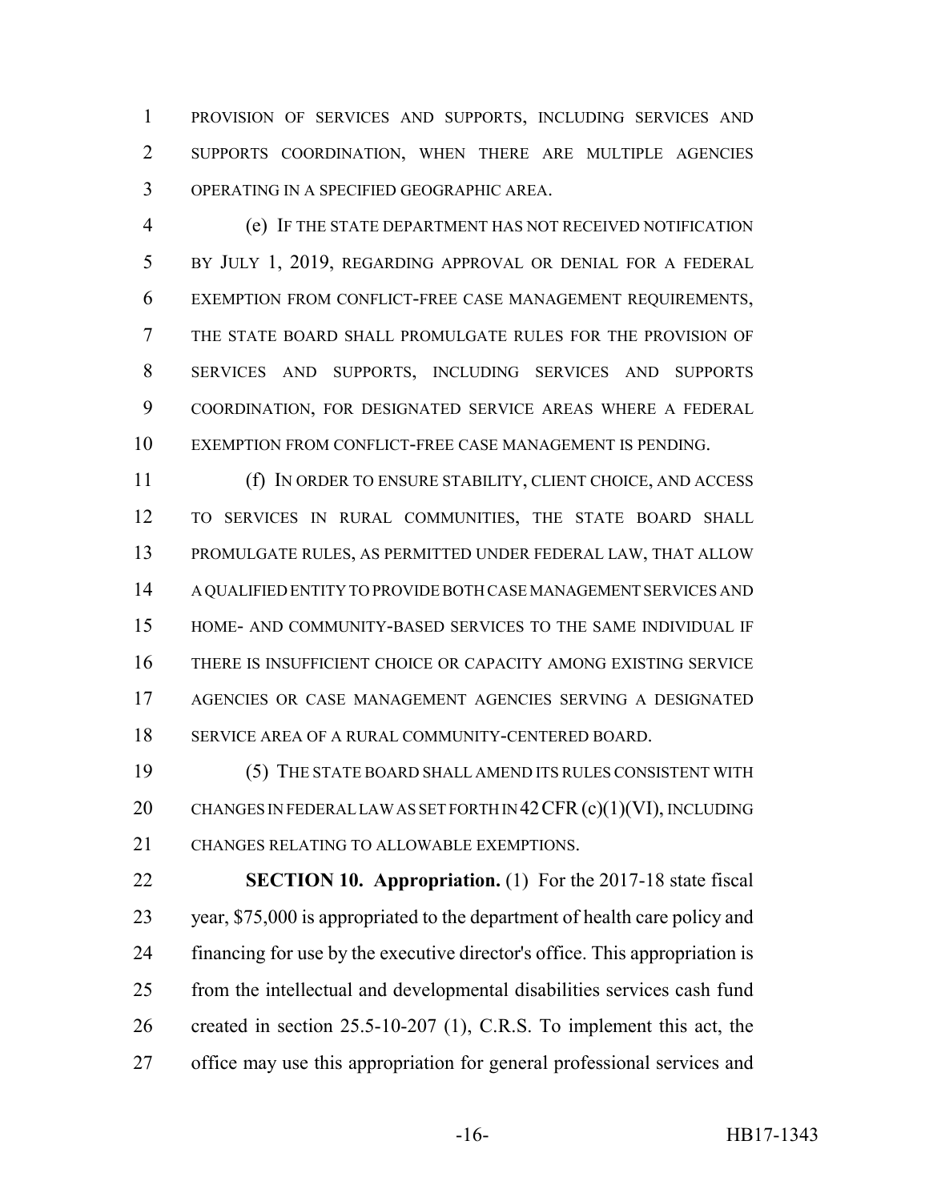PROVISION OF SERVICES AND SUPPORTS, INCLUDING SERVICES AND SUPPORTS COORDINATION, WHEN THERE ARE MULTIPLE AGENCIES OPERATING IN A SPECIFIED GEOGRAPHIC AREA.

(e) IF THE STATE DEPARTMENT HAS NOT RECEIVED NOTIFICATION BY JULY 1, 2019, REGARDING APPROVAL OR DENIAL FOR A FEDERAL EXEMPTION FROM CONFLICT-FREE CASE MANAGEMENT REQUIREMENTS, THE STATE BOARD SHALL PROMULGATE RULES FOR THE PROVISION OF SERVICES AND SUPPORTS, INCLUDING SERVICES AND SUPPORTS COORDINATION, FOR DESIGNATED SERVICE AREAS WHERE A FEDERAL EXEMPTION FROM CONFLICT-FREE CASE MANAGEMENT IS PENDING.

(f) IN ORDER TO ENSURE STABILITY, CLIENT CHOICE, AND ACCESS TO SERVICES IN RURAL COMMUNITIES, THE STATE BOARD SHALL PROMULGATE RULES, AS PERMITTED UNDER FEDERAL LAW, THAT ALLOW A QUALIFIED ENTITY TO PROVIDE BOTH CASE MANAGEMENT SERVICES AND HOME- AND COMMUNITY-BASED SERVICES TO THE SAME INDIVIDUAL IF THERE IS INSUFFICIENT CHOICE OR CAPACITY AMONG EXISTING SERVICE AGENCIES OR CASE MANAGEMENT AGENCIES SERVING A DESIGNATED SERVICE AREA OF A RURAL COMMUNITY-CENTERED BOARD.

(5) THE STATE BOARD SHALL AMEND ITS RULES CONSISTENT WITH CHANGES IN FEDERAL LAW AS SET FORTH IN 42 CFR (c)(1)(VI), INCLUDING CHANGES RELATING TO ALLOWABLE EXEMPTIONS.

**SECTION 10. Appropriation.** (1) For the 2017-18 state fiscal year, $75,000 is appropriated to the department of health care policy and financing for use by the executive director's office. This appropriation is from the intellectual and developmental disabilities services cash fund created in section 25.5-10-207 (1), C.R.S. To implement this act, the office may use this appropriation for general professional services and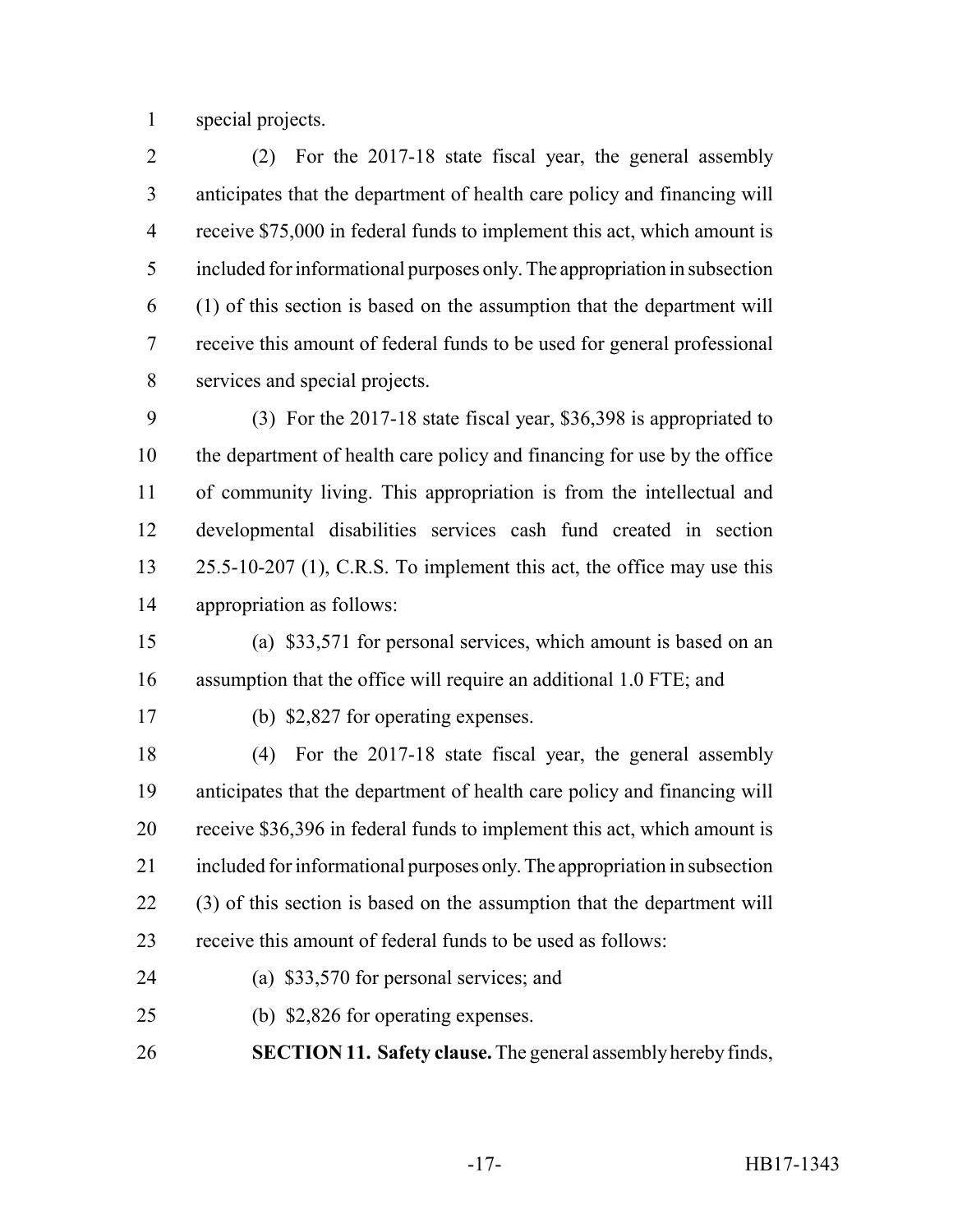special projects.

(2) For the 2017-18 state fiscal year, the general assembly anticipates that the department of health care policy and financing will receive $75,000 in federal funds to implement this act, which amount is included for informational purposes only. The appropriation in subsection (1) of this section is based on the assumption that the department will receive this amount of federal funds to be used for general professional services and special projects.

(3) For the 2017-18 state fiscal year, $36,398 is appropriated to the department of health care policy and financing for use by the office of community living. This appropriation is from the intellectual and developmental disabilities services cash fund created in section 25.5-10-207 (1), C.R.S. To implement this act, the office may use this appropriation as follows:

(a) $33,571 for personal services, which amount is based on an assumption that the office will require an additional 1.0 FTE; and

(b) $2,827 for operating expenses.

(4) For the 2017-18 state fiscal year, the general assembly anticipates that the department of health care policy and financing will receive $36,396 in federal funds to implement this act, which amount is included for informational purposes only. The appropriation in subsection (3) of this section is based on the assumption that the department will receive this amount of federal funds to be used as follows:

(a) $33,570 for personal services; and

(b) $2,826 for operating expenses.

**SECTION 11. Safety clause.** The general assembly hereby finds,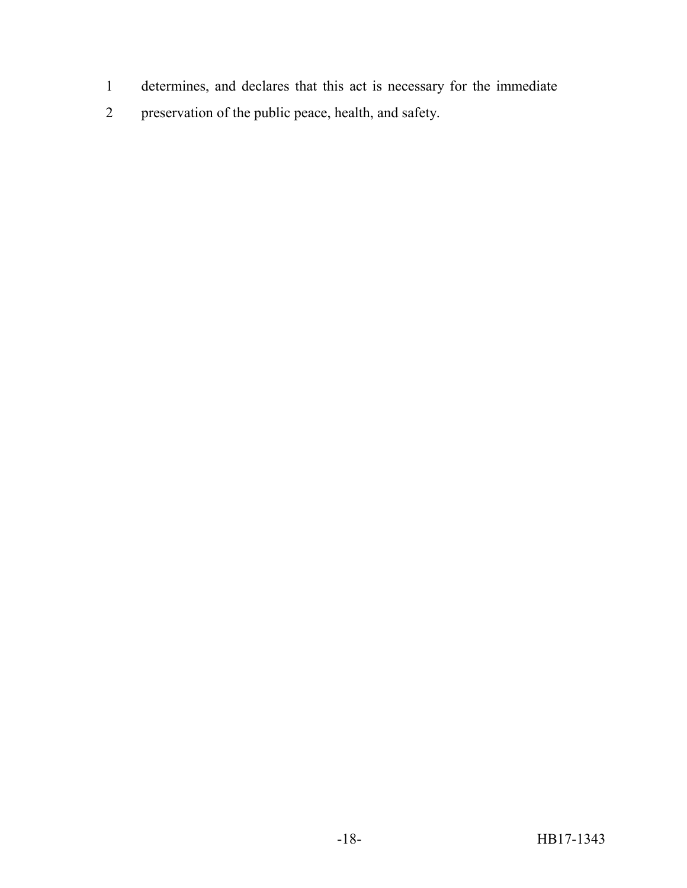determines, and declares that this act is necessary for the immediate preservation of the public peace, health, and safety.